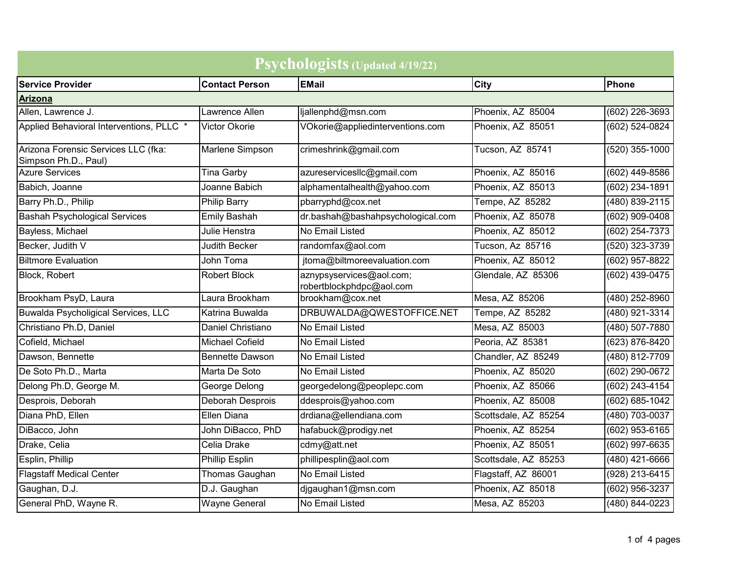# Psychologists (Updated 4/19/22)

| Service Provider | Contact Person | EMail | City | Phone |
|---|---|---|---|---|
| **Arizona** | | | | |
| Allen, Lawrence J. | Lawrence Allen | ljallenphd@msn.com | Phoenix, AZ 85004 | (602) 226-3693 |
| Applied Behavioral Interventions, PLLC * | Victor Okorie | VOkorie@appliedinterventions.com | Phoenix, AZ 85051 | (602) 524-0824 |
| Arizona Forensic Services LLC (fka: Simpson Ph.D., Paul) | Marlene Simpson | crimeshrink@gmail.com | Tucson, AZ 85741 | (520) 355-1000 |
| Azure Services | Tina Garby | azureservicesllc@gmail.com | Phoenix, AZ 85016 | (602) 449-8586 |
| Babich, Joanne | Joanne Babich | alphamentalhealth@yahoo.com | Phoenix, AZ 85013 | (602) 234-1891 |
| Barry Ph.D., Philip | Philip Barry | pbarryphd@cox.net | Tempe, AZ 85282 | (480) 839-2115 |
| Bashah Psychological Services | Emily Bashah | dr.bashah@bashahpsychological.com | Phoenix, AZ 85078 | (602) 909-0408 |
| Bayless, Michael | Julie Henstra | No Email Listed | Phoenix, AZ 85012 | (602) 254-7373 |
| Becker, Judith V | Judith Becker | randomfax@aol.com | Tucson, Az 85716 | (520) 323-3739 |
| Biltmore Evaluation | John Toma | jtoma@biltmoreevaluation.com | Phoenix, AZ 85012 | (602) 957-8822 |
| Block, Robert | Robert Block | aznypsyservices@aol.com; robertblockphdpc@aol.com | Glendale, AZ 85306 | (602) 439-0475 |
| Brookham PsyD, Laura | Laura Brookham | brookham@cox.net | Mesa, AZ 85206 | (480) 252-8960 |
| Buwalda Psycholigical Services, LLC | Katrina Buwalda | DRBUWALDA@QWESTOFFICE.NET | Tempe, AZ 85282 | (480) 921-3314 |
| Christiano Ph.D, Daniel | Daniel Christiano | No Email Listed | Mesa, AZ 85003 | (480) 507-7880 |
| Cofield, Michael | Michael Cofield | No Email Listed | Peoria, AZ 85381 | (623) 876-8420 |
| Dawson, Bennette | Bennette Dawson | No Email Listed | Chandler, AZ 85249 | (480) 812-7709 |
| De Soto Ph.D., Marta | Marta De Soto | No Email Listed | Phoenix, AZ 85020 | (602) 290-0672 |
| Delong Ph.D, George M. | George Delong | georgedelong@peoplepc.com | Phoenix, AZ 85066 | (602) 243-4154 |
| Desprois, Deborah | Deborah Desprois | ddesprois@yahoo.com | Phoenix, AZ 85008 | (602) 685-1042 |
| Diana PhD, Ellen | Ellen Diana | drdiana@ellendiana.com | Scottsdale, AZ 85254 | (480) 703-0037 |
| DiBacco, John | John DiBacco, PhD | hafabuck@prodigy.net | Phoenix, AZ 85254 | (602) 953-6165 |
| Drake, Celia | Celia Drake | cdmy@att.net | Phoenix, AZ 85051 | (602) 997-6635 |
| Esplin, Phillip | Phillip Esplin | phillipesplin@aol.com | Scottsdale, AZ 85253 | (480) 421-6666 |
| Flagstaff Medical Center | Thomas Gaughan | No Email Listed | Flagstaff, AZ 86001 | (928) 213-6415 |
| Gaughan, D.J. | D.J. Gaughan | djgaughan1@msn.com | Phoenix, AZ 85018 | (602) 956-3237 |
| General PhD, Wayne R. | Wayne General | No Email Listed | Mesa, AZ 85203 | (480) 844-0223 |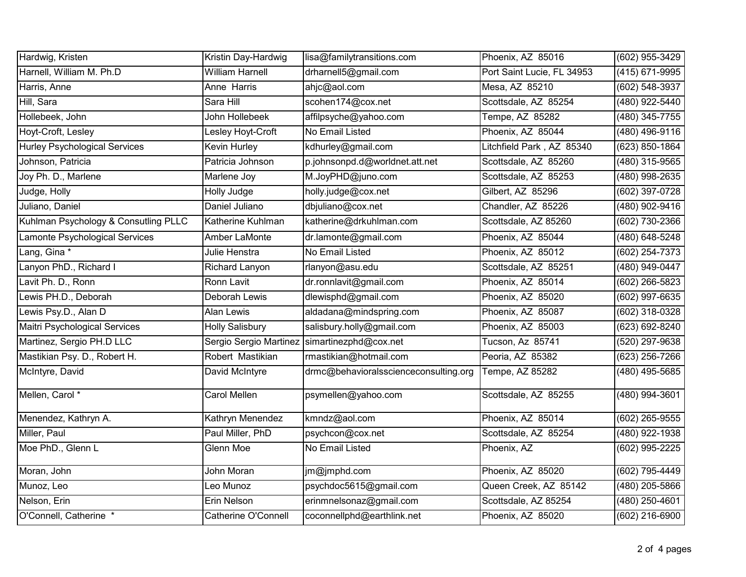| | | | | |
|---|---|---|---|---|
| Hardwig, Kristen | Kristin Day-Hardwig | lisa@familytransitions.com | Phoenix, AZ 85016 | (602) 955-3429 |
| Harnell, William M. Ph.D | William Harnell | drharnell5@gmail.com | Port Saint Lucie, FL 34953 | (415) 671-9995 |
| Harris, Anne | Anne Harris | ahjc@aol.com | Mesa, AZ 85210 | (602) 548-3937 |
| Hill, Sara | Sara Hill | scohen174@cox.net | Scottsdale, AZ 85254 | (480) 922-5440 |
| Hollebeek, John | John Hollebeek | affilpsyche@yahoo.com | Tempe, AZ 85282 | (480) 345-7755 |
| Hoyt-Croft, Lesley | Lesley Hoyt-Croft | No Email Listed | Phoenix, AZ 85044 | (480) 496-9116 |
| Hurley Psychological Services | Kevin Hurley | kdhurley@gmail.com | Litchfield Park , AZ 85340 | (623) 850-1864 |
| Johnson, Patricia | Patricia Johnson | p.johnsonpd.d@worldnet.att.net | Scottsdale, AZ 85260 | (480) 315-9565 |
| Joy Ph. D., Marlene | Marlene Joy | M.JoyPHD@juno.com | Scottsdale, AZ 85253 | (480) 998-2635 |
| Judge, Holly | Holly Judge | holly.judge@cox.net | Gilbert, AZ 85296 | (602) 397-0728 |
| Juliano, Daniel | Daniel Juliano | dbjuliano@cox.net | Chandler, AZ 85226 | (480) 902-9416 |
| Kuhlman Psychology & Consutling PLLC | Katherine Kuhlman | katherine@drkuhlman.com | Scottsdale, AZ 85260 | (602) 730-2366 |
| Lamonte Psychological Services | Amber LaMonte | dr.lamonte@gmail.com | Phoenix, AZ 85044 | (480) 648-5248 |
| Lang, Gina * | Julie Henstra | No Email Listed | Phoenix, AZ 85012 | (602) 254-7373 |
| Lanyon PhD., Richard I | Richard Lanyon | rlanyon@asu.edu | Scottsdale, AZ 85251 | (480) 949-0447 |
| Lavit Ph. D., Ronn | Ronn Lavit | dr.ronnlavit@gmail.com | Phoenix, AZ 85014 | (602) 266-5823 |
| Lewis PH.D., Deborah | Deborah Lewis | dlewisphd@gmail.com | Phoenix, AZ 85020 | (602) 997-6635 |
| Lewis Psy.D., Alan D | Alan Lewis | aldadana@mindspring.com | Phoenix, AZ 85087 | (602) 318-0328 |
| Maitri Psychological Services | Holly Salisbury | salisbury.holly@gmail.com | Phoenix, AZ 85003 | (623) 692-8240 |
| Martinez, Sergio PH.D LLC | Sergio Sergio Martinez | simartinezphd@cox.net | Tucson, Az 85741 | (520) 297-9638 |
| Mastikian Psy. D., Robert H. | Robert Mastikian | rmastikian@hotmail.com | Peoria, AZ 85382 | (623) 256-7266 |
| McIntyre, David | David McIntyre | drmc@behavioralscienceconsulting.org | Tempe, AZ 85282 | (480) 495-5685 |
| Mellen, Carol * | Carol Mellen | psymellen@yahoo.com | Scottsdale, AZ 85255 | (480) 994-3601 |
| Menendez, Kathryn A. | Kathryn Menendez | kmndz@aol.com | Phoenix, AZ 85014 | (602) 265-9555 |
| Miller, Paul | Paul Miller, PhD | psychcon@cox.net | Scottsdale, AZ 85254 | (480) 922-1938 |
| Moe PhD., Glenn L | Glenn Moe | No Email Listed | Phoenix, AZ | (602) 995-2225 |
| Moran, John | John Moran | jm@jmphd.com | Phoenix, AZ 85020 | (602) 795-4449 |
| Munoz, Leo | Leo Munoz | psychdoc5615@gmail.com | Queen Creek, AZ 85142 | (480) 205-5866 |
| Nelson, Erin | Erin Nelson | erinmnelsonaz@gmail.com | Scottsdale, AZ 85254 | (480) 250-4601 |
| O'Connell, Catherine * | Catherine O'Connell | coconnellphd@earthlink.net | Phoenix, AZ 85020 | (602) 216-6900 |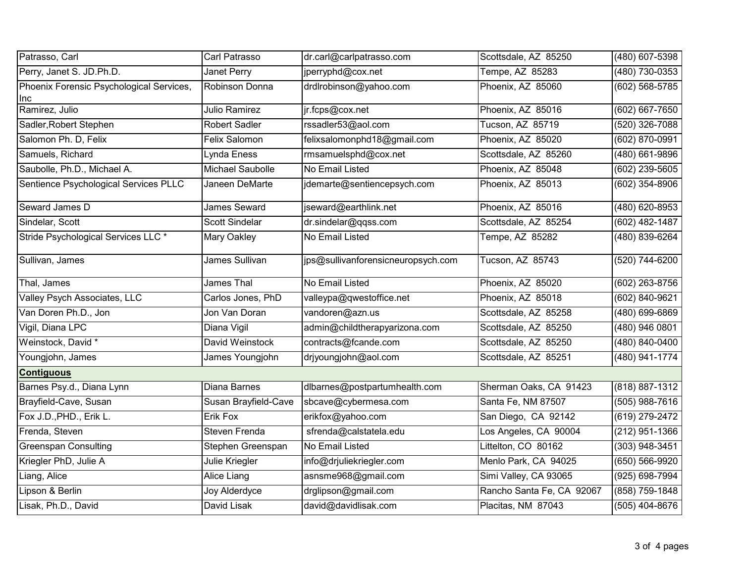| | | | | |
|---|---|---|---|---|
| Patrasso, Carl | Carl Patrasso | dr.carl@carlpatrasso.com | Scottsdale, AZ 85250 | (480) 607-5398 |
| Perry, Janet S. JD.Ph.D. | Janet Perry | jperryphd@cox.net | Tempe, AZ 85283 | (480) 730-0353 |
| Phoenix Forensic Psychological Services, Inc | Robinson Donna | drdlrobinson@yahoo.com | Phoenix, AZ 85060 | (602) 568-5785 |
| Ramirez, Julio | Julio Ramirez | jr.fcps@cox.net | Phoenix, AZ 85016 | (602) 667-7650 |
| Sadler,Robert Stephen | Robert Sadler | rssadler53@aol.com | Tucson, AZ 85719 | (520) 326-7088 |
| Salomon Ph. D, Felix | Felix Salomon | felixsalomonphd18@gmail.com | Phoenix, AZ 85020 | (602) 870-0991 |
| Samuels, Richard | Lynda Eness | rmsamuelsphd@cox.net | Scottsdale, AZ 85260 | (480) 661-9896 |
| Saubolle, Ph.D., Michael A. | Michael Saubolle | No Email Listed | Phoenix, AZ 85048 | (602) 239-5605 |
| Sentience Psychological Services PLLC | Janeen DeMarte | jdemarte@sentiencepsych.com | Phoenix, AZ 85013 | (602) 354-8906 |
| Seward James D | James Seward | jseward@earthlink.net | Phoenix, AZ 85016 | (480) 620-8953 |
| Sindelar, Scott | Scott Sindelar | dr.sindelar@qqss.com | Scottsdale, AZ 85254 | (602) 482-1487 |
| Stride Psychological Services LLC * | Mary Oakley | No Email Listed | Tempe, AZ 85282 | (480) 839-6264 |
| Sullivan, James | James Sullivan | jps@sullivanforensicneuropsych.com | Tucson, AZ 85743 | (520) 744-6200 |
| Thal, James | James Thal | No Email Listed | Phoenix, AZ 85020 | (602) 263-8756 |
| Valley Psych Associates, LLC | Carlos Jones, PhD | valleypa@qwestoffice.net | Phoenix, AZ 85018 | (602) 840-9621 |
| Van Doren Ph.D., Jon | Jon Van Doran | vandoren@azn.us | Scottsdale, AZ 85258 | (480) 699-6869 |
| Vigil, Diana LPC | Diana Vigil | admin@childtherapyarizona.com | Scottsdale, AZ 85250 | (480) 946 0801 |
| Weinstock, David * | David Weinstock | contracts@fcande.com | Scottsdale, AZ 85250 | (480) 840-0400 |
| Youngjohn, James | James Youngjohn | drjyoungjohn@aol.com | Scottsdale, AZ 85251 | (480) 941-1774 |
| **Contiguous** | | | | |
| Barnes Psy.d., Diana Lynn | Diana Barnes | dlbarnes@postpartumhealth.com | Sherman Oaks, CA 91423 | (818) 887-1312 |
| Brayfield-Cave, Susan | Susan Brayfield-Cave | sbcave@cybermesa.com | Santa Fe, NM 87507 | (505) 988-7616 |
| Fox J.D.,PHD., Erik L. | Erik Fox | erikfox@yahoo.com | San Diego, CA 92142 | (619) 279-2472 |
| Frenda, Steven | Steven Frenda | sfrenda@calstatela.edu | Los Angeles, CA 90004 | (212) 951-1366 |
| Greenspan Consulting | Stephen Greenspan | No Email Listed | Littelton, CO 80162 | (303) 948-3451 |
| Kriegler PhD, Julie A | Julie Kriegler | info@drjuliekriegler.com | Menlo Park, CA 94025 | (650) 566-9920 |
| Liang, Alice | Alice Liang | asnsme968@gmail.com | Simi Valley, CA 93065 | (925) 698-7994 |
| Lipson & Berlin | Joy Alderdyce | drglipson@gmail.com | Rancho Santa Fe, CA 92067 | (858) 759-1848 |
| Lisak, Ph.D., David | David Lisak | david@davidlisak.com | Placitas, NM 87043 | (505) 404-8676 |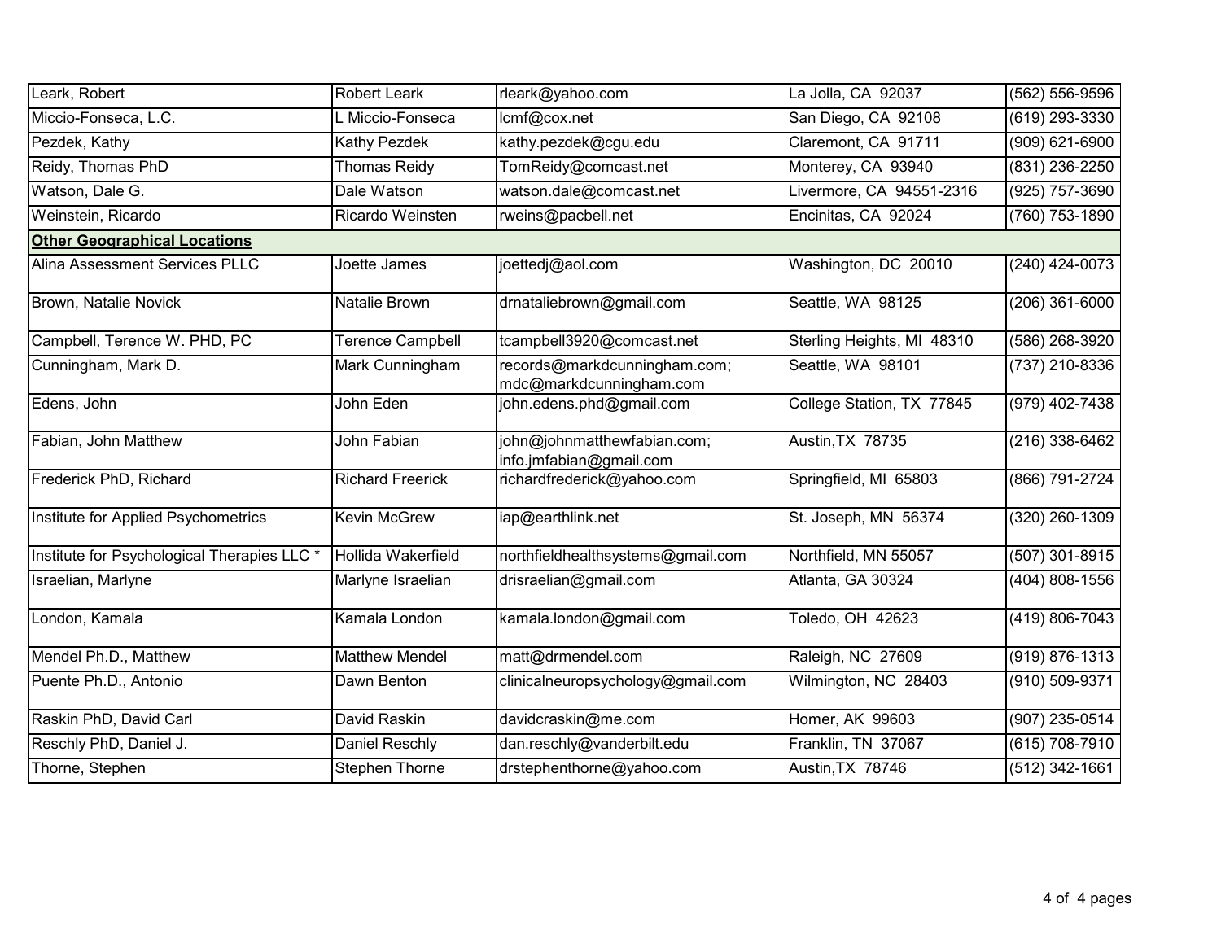| | | | | |
|---|---|---|---|---|
| Leark, Robert | Robert Leark | rleark@yahoo.com | La Jolla, CA 92037 | (562) 556-9596 |
| Miccio-Fonseca, L.C. | L Miccio-Fonseca | lcmf@cox.net | San Diego, CA 92108 | (619) 293-3330 |
| Pezdek, Kathy | Kathy Pezdek | kathy.pezdek@cgu.edu | Claremont, CA 91711 | (909) 621-6900 |
| Reidy, Thomas PhD | Thomas Reidy | TomReidy@comcast.net | Monterey, CA 93940 | (831) 236-2250 |
| Watson, Dale G. | Dale Watson | watson.dale@comcast.net | Livermore, CA 94551-2316 | (925) 757-3690 |
| Weinstein, Ricardo | Ricardo Weinsten | rweins@pacbell.net | Encinitas, CA 92024 | (760) 753-1890 |
| **Other Geographical Locations** | | | | |
| Alina Assessment Services PLLC | Joette James | joettedj@aol.com | Washington, DC 20010 | (240) 424-0073 |
| Brown, Natalie Novick | Natalie Brown | drnataliebrown@gmail.com | Seattle, WA 98125 | (206) 361-6000 |
| Campbell, Terence W. PHD, PC | Terence Campbell | tcampbell3920@comcast.net | Sterling Heights, MI 48310 | (586) 268-3920 |
| Cunningham, Mark D. | Mark Cunningham | records@markdcunningham.com; mdc@markdcunningham.com | Seattle, WA 98101 | (737) 210-8336 |
| Edens, John | John Eden | john.edens.phd@gmail.com | College Station, TX 77845 | (979) 402-7438 |
| Fabian, John Matthew | John Fabian | john@johnmatthewfabian.com; info.jmfabian@gmail.com | Austin,TX 78735 | (216) 338-6462 |
| Frederick PhD, Richard | Richard Freerick | richardfrederick@yahoo.com | Springfield, MI 65803 | (866) 791-2724 |
| Institute for Applied Psychometrics | Kevin McGrew | iap@earthlink.net | St. Joseph, MN 56374 | (320) 260-1309 |
| Institute for Psychological Therapies LLC * | Hollida Wakerfield | northfieldhealthsystems@gmail.com | Northfield, MN 55057 | (507) 301-8915 |
| Israelian, Marlyne | Marlyne Israelian | drisraelian@gmail.com | Atlanta, GA 30324 | (404) 808-1556 |
| London, Kamala | Kamala London | kamala.london@gmail.com | Toledo, OH 42623 | (419) 806-7043 |
| Mendel Ph.D., Matthew | Matthew Mendel | matt@drmendel.com | Raleigh, NC 27609 | (919) 876-1313 |
| Puente Ph.D., Antonio | Dawn Benton | clinicalneuropsychology@gmail.com | Wilmington, NC 28403 | (910) 509-9371 |
| Raskin PhD, David Carl | David Raskin | davidcraskin@me.com | Homer, AK 99603 | (907) 235-0514 |
| Reschly PhD, Daniel J. | Daniel Reschly | dan.reschly@vanderbilt.edu | Franklin, TN 37067 | (615) 708-7910 |
| Thorne, Stephen | Stephen Thorne | drstephenthorne@yahoo.com | Austin,TX 78746 | (512) 342-1661 |